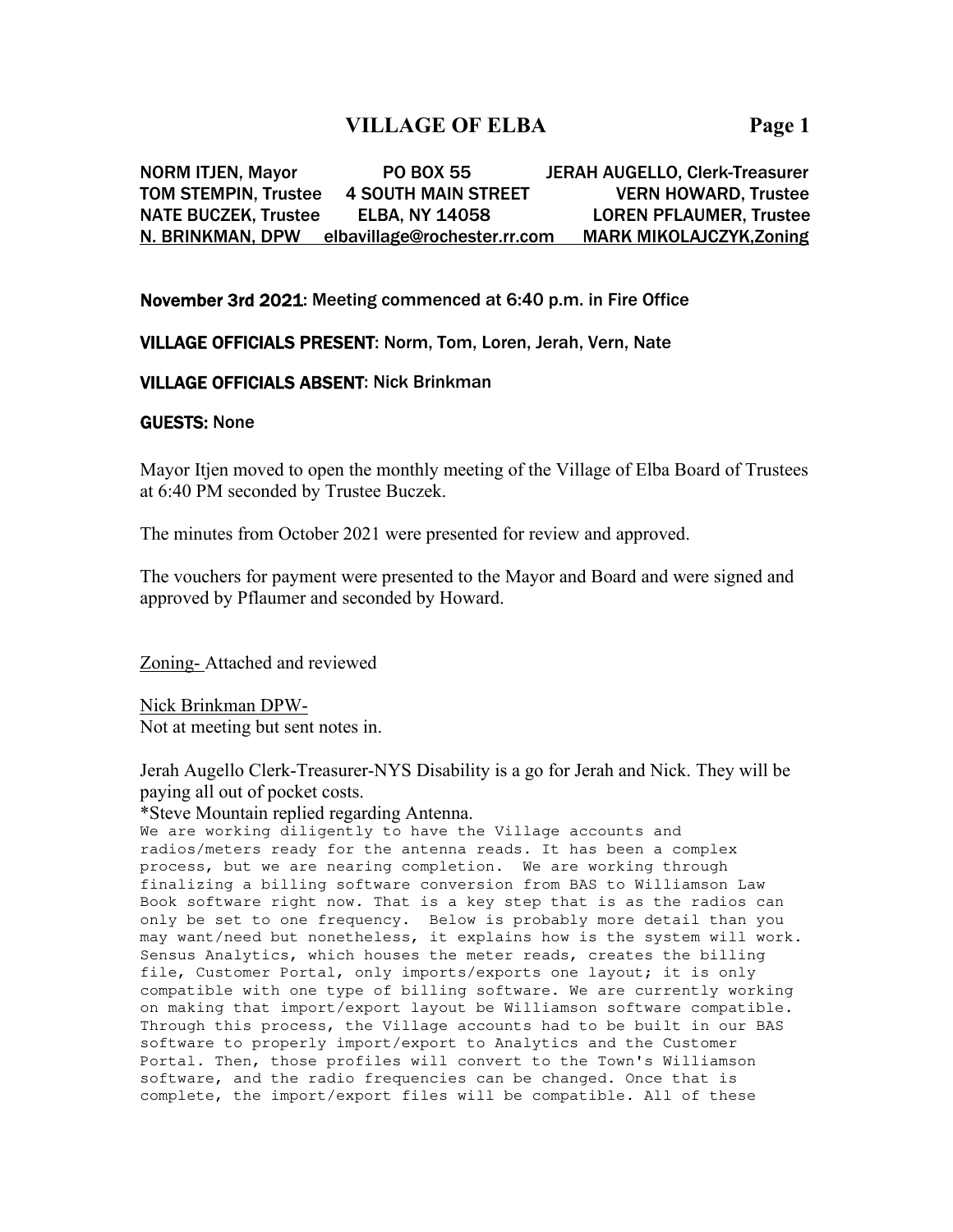# VILLAGE OF ELBA

| NORM ITJEN, Mayor | PO BOX 55 | JERAH AUGELLO, Clerk-Treasurer |
|---|---|---|
| TOM STEMPIN, Trustee | 4 SOUTH MAIN STREET | VERN HOWARD, Trustee |
| NATE BUCZEK, Trustee | ELBA, NY 14058 | LOREN PFLAUMER, Trustee |
| N. BRINKMAN, DPW | elbavillage@rochester.rr.com | MARK MIKOLAJCZYK,Zoning |

**November 3rd 2021**: Meeting commenced at 6:40 p.m. in Fire Office

**VILLAGE OFFICIALS PRESENT**: Norm, Tom, Loren, Jerah, Vern, Nate

**VILLAGE OFFICIALS ABSENT**: Nick Brinkman

**GUESTS:** None

Mayor Itjen moved to open the monthly meeting of the Village of Elba Board of Trustees at 6:40 PM seconded by Trustee Buczek.

The minutes from October 2021 were presented for review and approved.

The vouchers for payment were presented to the Mayor and Board and were signed and approved by Pflaumer and seconded by Howard.

Zoning- Attached and reviewed

Nick Brinkman DPW-
Not at meeting but sent notes in.

Jerah Augello Clerk-Treasurer-NYS Disability is a go for Jerah and Nick. They will be paying all out of pocket costs.

*Steve Mountain replied regarding Antenna.

We are working diligently to have the Village accounts and radios/meters ready for the antenna reads. It has been a complex process, but we are nearing completion. We are working through finalizing a billing software conversion from BAS to Williamson Law Book software right now. That is a key step that is as the radios can only be set to one frequency. Below is probably more detail than you may want/need but nonetheless, it explains how is the system will work. Sensus Analytics, which houses the meter reads, creates the billing file, Customer Portal, only imports/exports one layout; it is only compatible with one type of billing software. We are currently working on making that import/export layout be Williamson software compatible. Through this process, the Village accounts had to be built in our BAS software to properly import/export to Analytics and the Customer Portal. Then, those profiles will convert to the Town's Williamson software, and the radio frequencies can be changed. Once that is complete, the import/export files will be compatible. All of these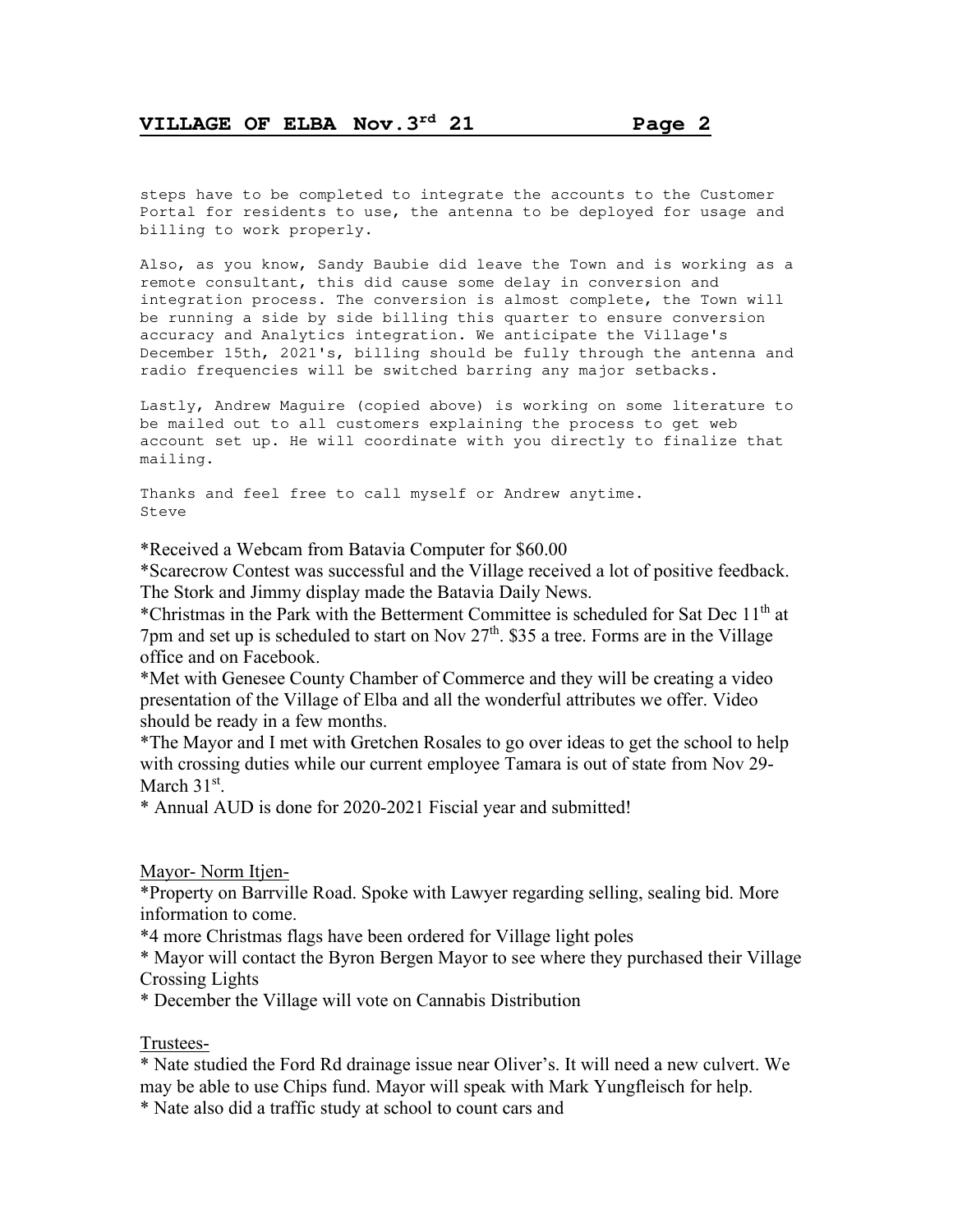steps have to be completed to integrate the accounts to the Customer Portal for residents to use, the antenna to be deployed for usage and billing to work properly.

Also, as you know, Sandy Baubie did leave the Town and is working as a remote consultant, this did cause some delay in conversion and integration process. The conversion is almost complete, the Town will be running a side by side billing this quarter to ensure conversion accuracy and Analytics integration. We anticipate the Village's December 15th, 2021's, billing should be fully through the antenna and radio frequencies will be switched barring any major setbacks.

Lastly, Andrew Maguire (copied above) is working on some literature to be mailed out to all customers explaining the process to get web account set up. He will coordinate with you directly to finalize that mailing.

Thanks and feel free to call myself or Andrew anytime.
Steve

*Received a Webcam from Batavia Computer for $60.00
*Scarecrow Contest was successful and the Village received a lot of positive feedback. The Stork and Jimmy display made the Batavia Daily News.
*Christmas in the Park with the Betterment Committee is scheduled for Sat Dec 11th at 7pm and set up is scheduled to start on Nov 27th. $35 a tree. Forms are in the Village office and on Facebook.
*Met with Genesee County Chamber of Commerce and they will be creating a video presentation of the Village of Elba and all the wonderful attributes we offer. Video should be ready in a few months.
*The Mayor and I met with Gretchen Rosales to go over ideas to get the school to help with crossing duties while our current employee Tamara is out of state from Nov 29-March 31st.
* Annual AUD is done for 2020-2021 Fiscial year and submitted!

Mayor- Norm Itjen-
*Property on Barrville Road. Spoke with Lawyer regarding selling, sealing bid. More information to come.
*4 more Christmas flags have been ordered for Village light poles
* Mayor will contact the Byron Bergen Mayor to see where they purchased their Village Crossing Lights
* December the Village will vote on Cannabis Distribution

Trustees-
* Nate studied the Ford Rd drainage issue near Oliver's. It will need a new culvert. We may be able to use Chips fund. Mayor will speak with Mark Yungfleisch for help.
* Nate also did a traffic study at school to count cars and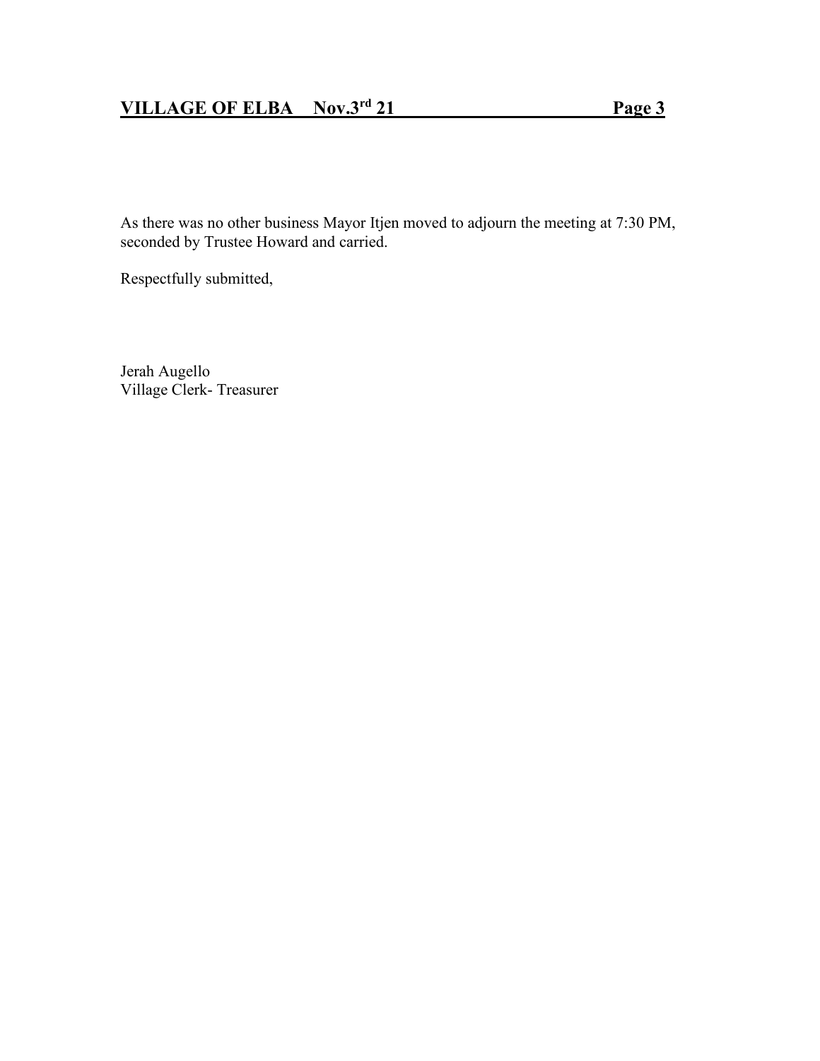As there was no other business Mayor Itjen moved to adjourn the meeting at 7:30 PM, seconded by Trustee Howard and carried.

Respectfully submitted,

Jerah Augello
Village Clerk- Treasurer